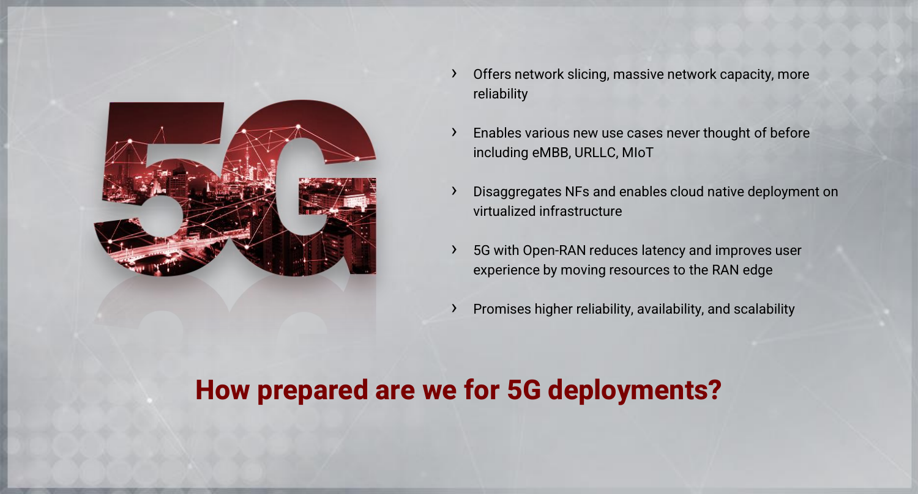- Offers network slicing, massive network capacity, more reliability
- Enables various new use cases never thought of before including eMBB, URLLC, MIoT
- Disaggregates NFs and enables cloud native deployment on virtualized infrastructure
- 5G with Open-RAN reduces latency and improves user experience by moving resources to the RAN edge
- Promises higher reliability, availability, and scalability

## How prepared are we for 5G deployments?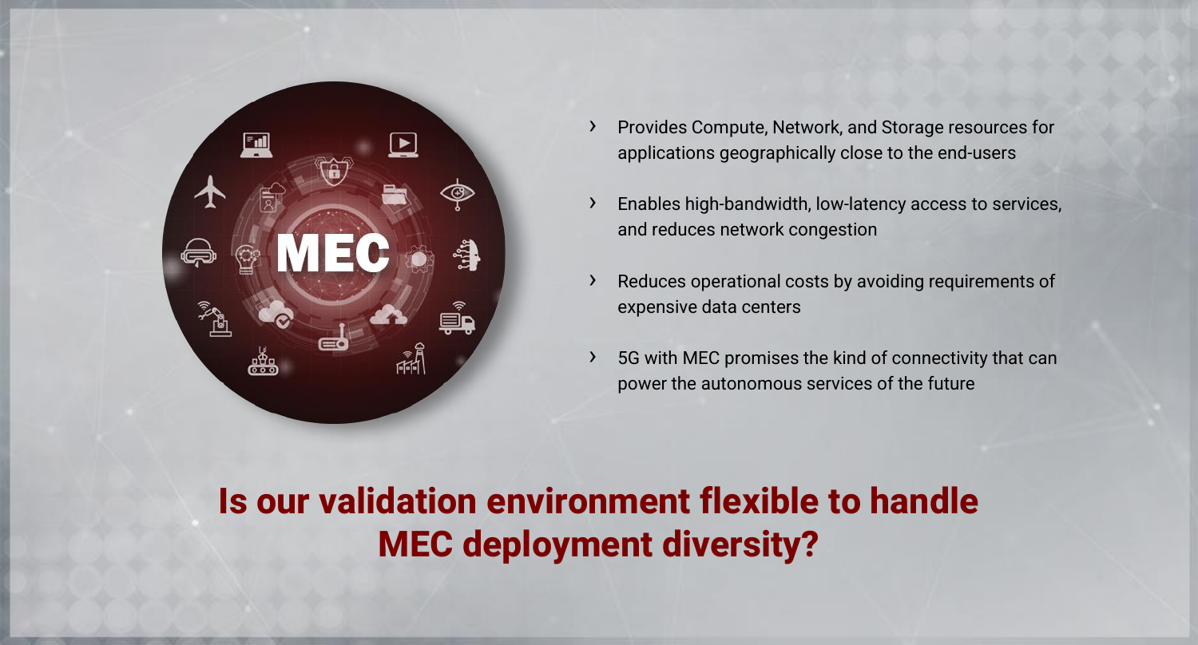- Provides Compute, Network, and Storage resources for applications geographically close to the end-users
- Enables high-bandwidth, low-latency access to services, and reduces network congestion
- Reduces operational costs by avoiding requirements of expensive data centers
- 5G with MEC promises the kind of connectivity that can power the autonomous services of the future

## Is our validation environment flexible to handle MEC deployment diversity?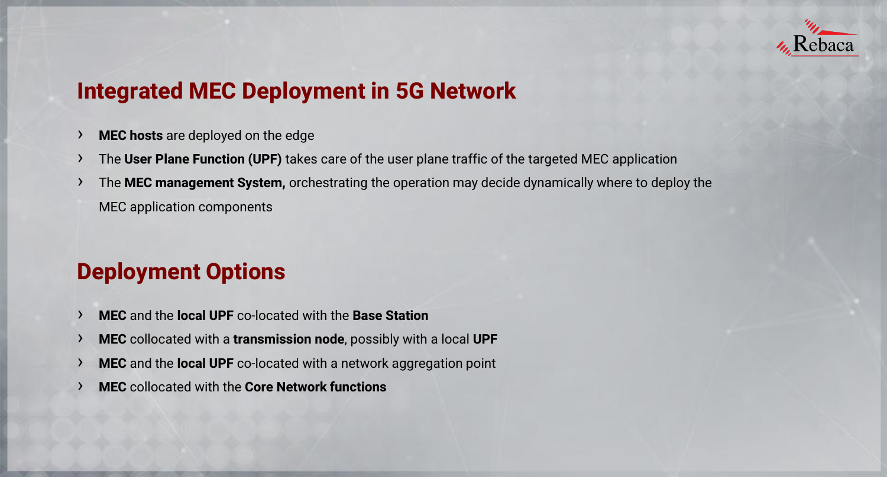## Integrated MEC Deployment in 5G Network

- **MEC hosts** are deployed on the edge
- The **User Plane Function (UPF)** takes care of the user plane traffic of the targeted MEC application
- The **MEC management System,** orchestrating the operation may decide dynamically where to deploy the MEC application components

## Deployment Options

- **MEC** and the **local UPF** co-located with the **Base Station**
- **MEC** collocated with a **transmission node**, possibly with a local **UPF**
- **MEC** and the **local UPF** co-located with a network aggregation point
- **MEC** collocated with the **Core Network functions**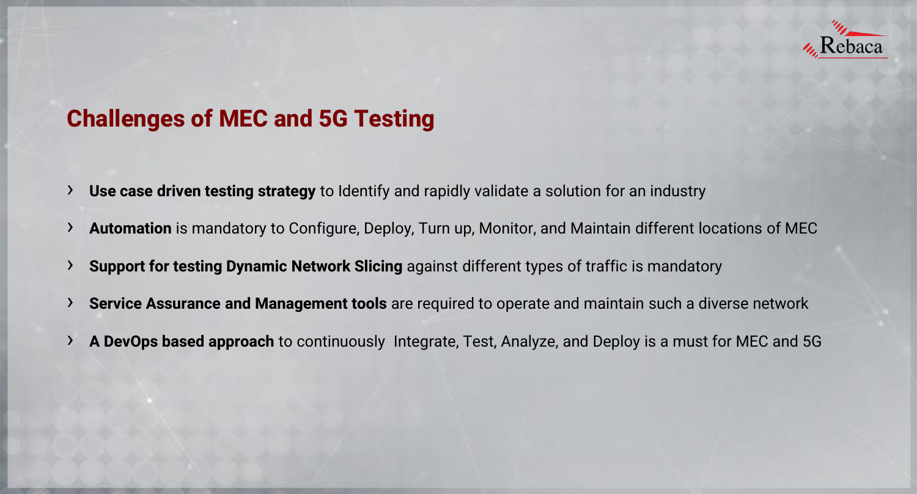## Challenges of MEC and 5G Testing

- **Use case driven testing strategy** to Identify and rapidly validate a solution for an industry
- **Automation** is mandatory to Configure, Deploy, Turn up, Monitor, and Maintain different locations of MEC
- **Support for testing Dynamic Network Slicing** against different types of traffic is mandatory
- **Service Assurance and Management tools** are required to operate and maintain such a diverse network
- **A DevOps based approach** to continuously Integrate, Test, Analyze, and Deploy is a must for MEC and 5G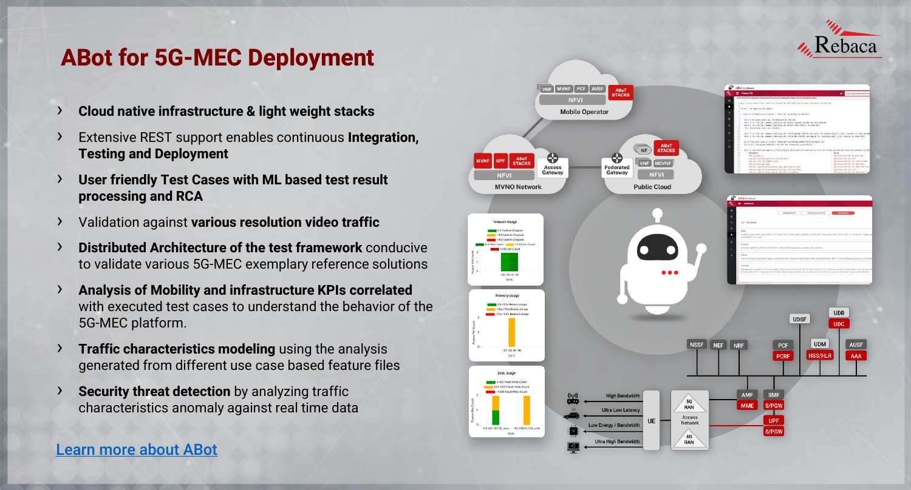# ABot for 5G-MEC Deployment

- **Cloud native infrastructure & light weight stacks**
- Extensive REST support enables continuous **Integration, Testing and Deployment**
- **User friendly Test Cases with ML based test result processing and RCA**
- Validation against **various resolution video traffic**
- **Distributed Architecture of the test framework** conducive to validate various 5G-MEC exemplary reference solutions
- **Analysis of Mobility and infrastructure KPIs correlated** with executed test cases to understand the behavior of the 5G-MEC platform.
- **Traffic characteristics modeling** using the analysis generated from different use case based feature files
- **Security threat detection** by analyzing traffic characteristics anomaly against real time data

[Learn more about ABot]

Mobile Operator

VNF MVNF PCF AUSF ABoT STACKS

NFVI

MVNO Network

MVNF UPF ABoT STACKS

NFVI

Access Gateway

Federated Gateway

Public Cloud

NF ABoT STACKS

VNF MCVNF

NFVI

Network Usage

Memory Usage

Disk Usage

High Bandwidth

Ultra Low Latency

Low Energy / Bandwidth

Ultra High Bandwidth

UE

5G RAN

Access Network

4G RAN

NSSF NEF NRF

PCF PCRF

UDSF

UDR UDC

UDM HSS/HLR

AUSF AAA

AMF MME

SMF S/PGW

UPF S/PGW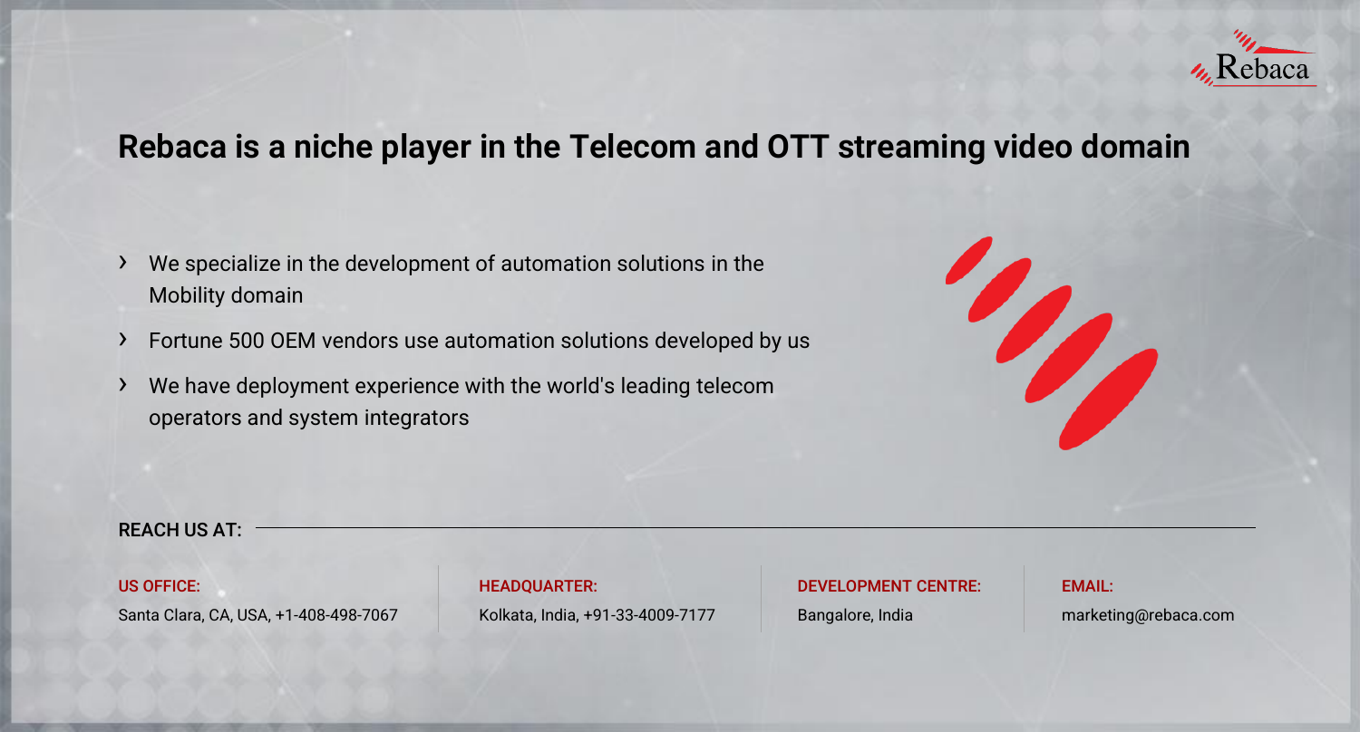## Rebaca is a niche player in the Telecom and OTT streaming video domain

- We specialize in the development of automation solutions in the Mobility domain
- Fortune 500 OEM vendors use automation solutions developed by us
- We have deployment experience with the world's leading telecom operators and system integrators

REACH US AT:

**US OFFICE:**
Santa Clara, CA, USA, +1-408-498-7067

**HEADQUARTER:**
Kolkata, India, +91-33-4009-7177

**DEVELOPMENT CENTRE:**
Bangalore, India

**EMAIL:**
marketing@rebaca.com